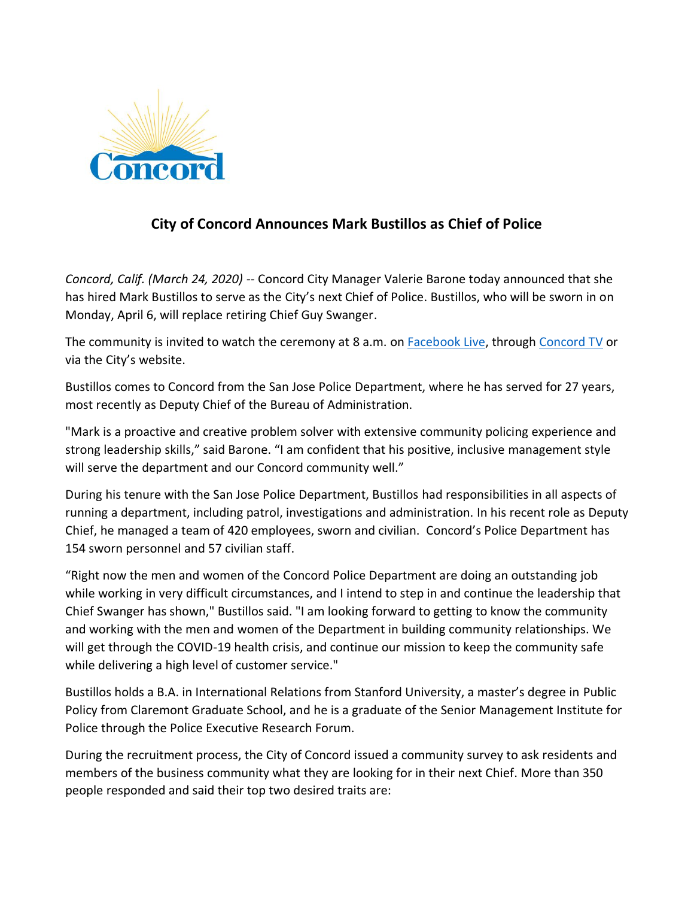# City of Concord Announces Mark Bustillos as Chief of Police

*Concord, Calif. (March 24, 2020)* -- Concord City Manager Valerie Barone today announced that she has hired Mark Bustillos to serve as the City's next Chief of Police. Bustillos, who will be sworn in on Monday, April 6, will replace retiring Chief Guy Swanger.

The community is invited to watch the ceremony at 8 a.m. on [Facebook Live](), through [Concord TV]() or via the City's website.

Bustillos comes to Concord from the San Jose Police Department, where he has served for 27 years, most recently as Deputy Chief of the Bureau of Administration.

"Mark is a proactive and creative problem solver with extensive community policing experience and strong leadership skills," said Barone. "I am confident that his positive, inclusive management style will serve the department and our Concord community well."

During his tenure with the San Jose Police Department, Bustillos had responsibilities in all aspects of running a department, including patrol, investigations and administration. In his recent role as Deputy Chief, he managed a team of 420 employees, sworn and civilian. Concord's Police Department has 154 sworn personnel and 57 civilian staff.

"Right now the men and women of the Concord Police Department are doing an outstanding job while working in very difficult circumstances, and I intend to step in and continue the leadership that Chief Swanger has shown," Bustillos said. "I am looking forward to getting to know the community and working with the men and women of the Department in building community relationships. We will get through the COVID-19 health crisis, and continue our mission to keep the community safe while delivering a high level of customer service."

Bustillos holds a B.A. in International Relations from Stanford University, a master's degree in Public Policy from Claremont Graduate School, and he is a graduate of the Senior Management Institute for Police through the Police Executive Research Forum.

During the recruitment process, the City of Concord issued a community survey to ask residents and members of the business community what they are looking for in their next Chief. More than 350 people responded and said their top two desired traits are: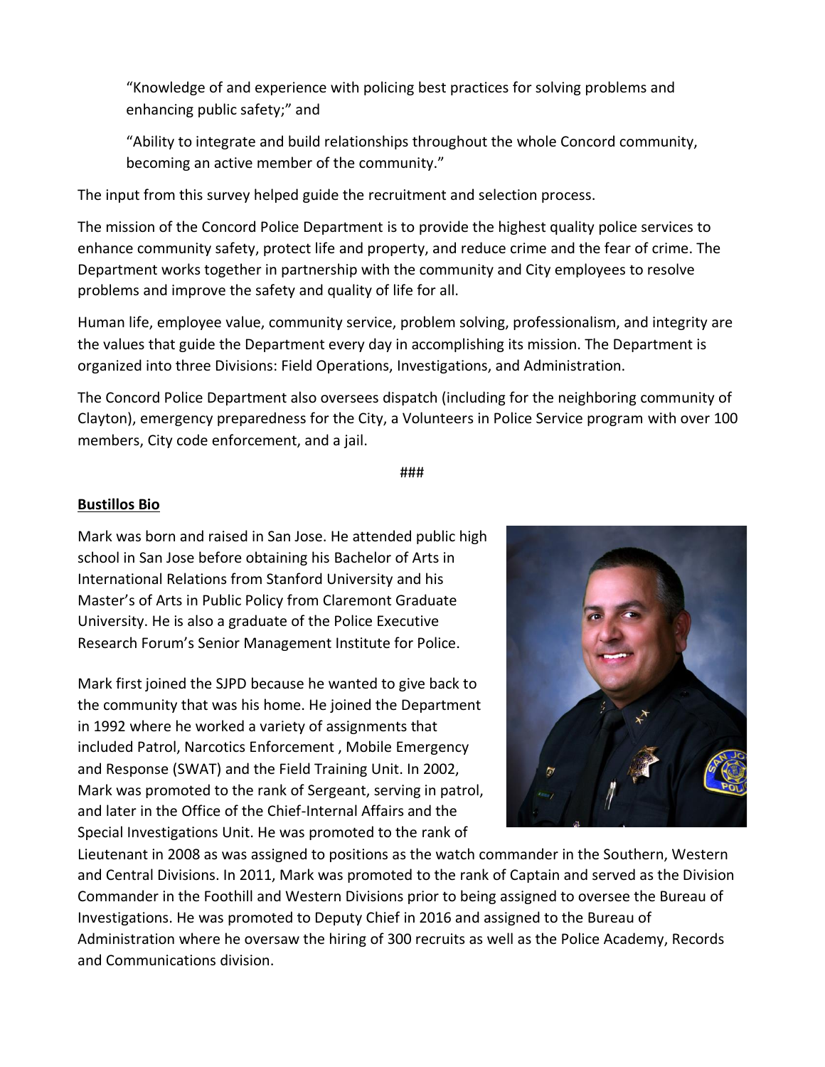“Knowledge of and experience with policing best practices for solving problems and enhancing public safety;” and

“Ability to integrate and build relationships throughout the whole Concord community, becoming an active member of the community.”

The input from this survey helped guide the recruitment and selection process.

The mission of the Concord Police Department is to provide the highest quality police services to enhance community safety, protect life and property, and reduce crime and the fear of crime. The Department works together in partnership with the community and City employees to resolve problems and improve the safety and quality of life for all.

Human life, employee value, community service, problem solving, professionalism, and integrity are the values that guide the Department every day in accomplishing its mission. The Department is organized into three Divisions: Field Operations, Investigations, and Administration.

The Concord Police Department also oversees dispatch (including for the neighboring community of Clayton), emergency preparedness for the City, a Volunteers in Police Service program with over 100 members, City code enforcement, and a jail.

###

**Bustillos Bio**

Mark was born and raised in San Jose. He attended public high school in San Jose before obtaining his Bachelor of Arts in International Relations from Stanford University and his Master’s of Arts in Public Policy from Claremont Graduate University. He is also a graduate of the Police Executive Research Forum’s Senior Management Institute for Police.

Mark first joined the SJPD because he wanted to give back to the community that was his home. He joined the Department in 1992 where he worked a variety of assignments that included Patrol, Narcotics Enforcement , Mobile Emergency and Response (SWAT) and the Field Training Unit. In 2002, Mark was promoted to the rank of Sergeant, serving in patrol, and later in the Office of the Chief-Internal Affairs and the Special Investigations Unit. He was promoted to the rank of Lieutenant in 2008 as was assigned to positions as the watch commander in the Southern, Western and Central Divisions. In 2011, Mark was promoted to the rank of Captain and served as the Division Commander in the Foothill and Western Divisions prior to being assigned to oversee the Bureau of Investigations. He was promoted to Deputy Chief in 2016 and assigned to the Bureau of Administration where he oversaw the hiring of 300 recruits as well as the Police Academy, Records and Communications division.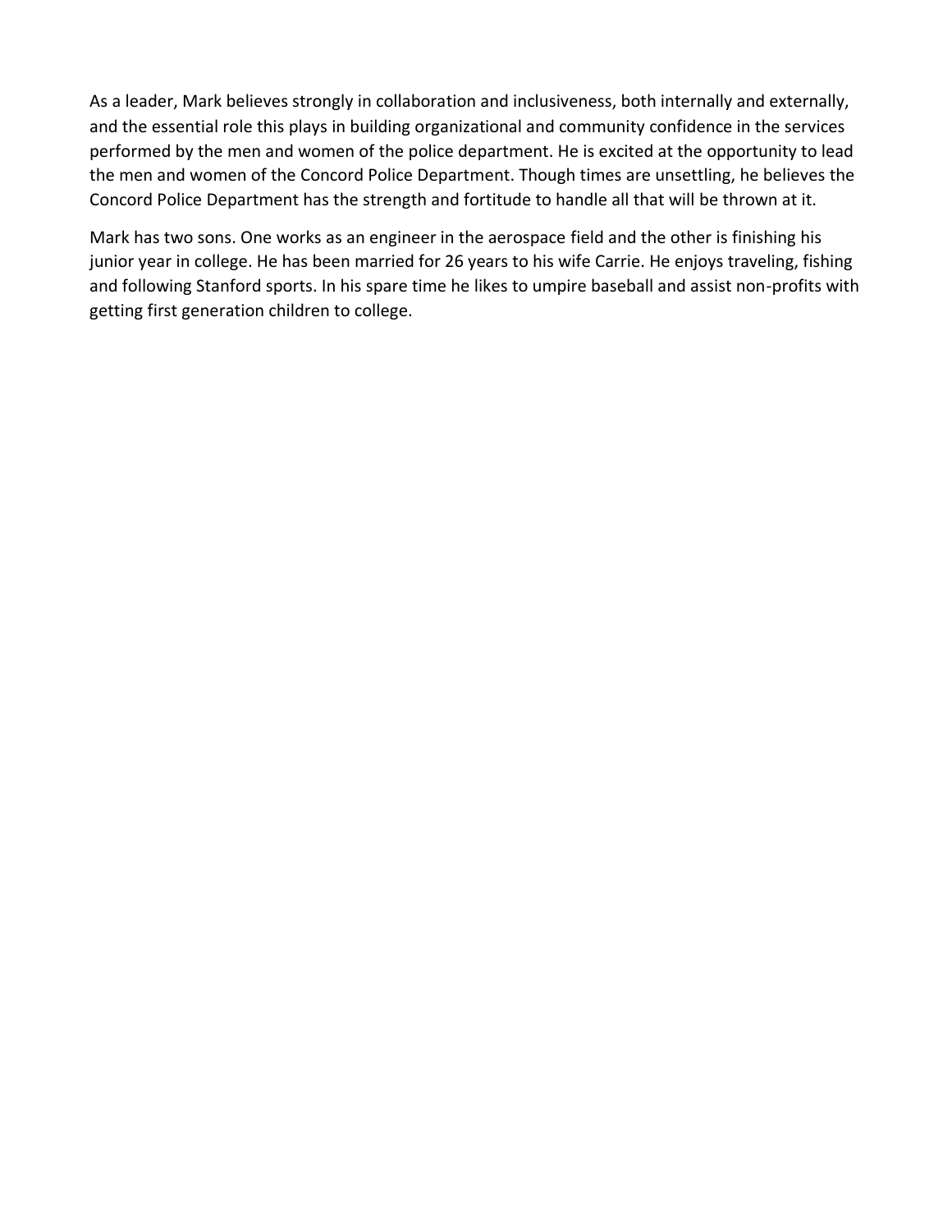As a leader, Mark believes strongly in collaboration and inclusiveness, both internally and externally, and the essential role this plays in building organizational and community confidence in the services performed by the men and women of the police department. He is excited at the opportunity to lead the men and women of the Concord Police Department. Though times are unsettling, he believes the Concord Police Department has the strength and fortitude to handle all that will be thrown at it.

Mark has two sons. One works as an engineer in the aerospace field and the other is finishing his junior year in college. He has been married for 26 years to his wife Carrie. He enjoys traveling, fishing and following Stanford sports. In his spare time he likes to umpire baseball and assist non-profits with getting first generation children to college.